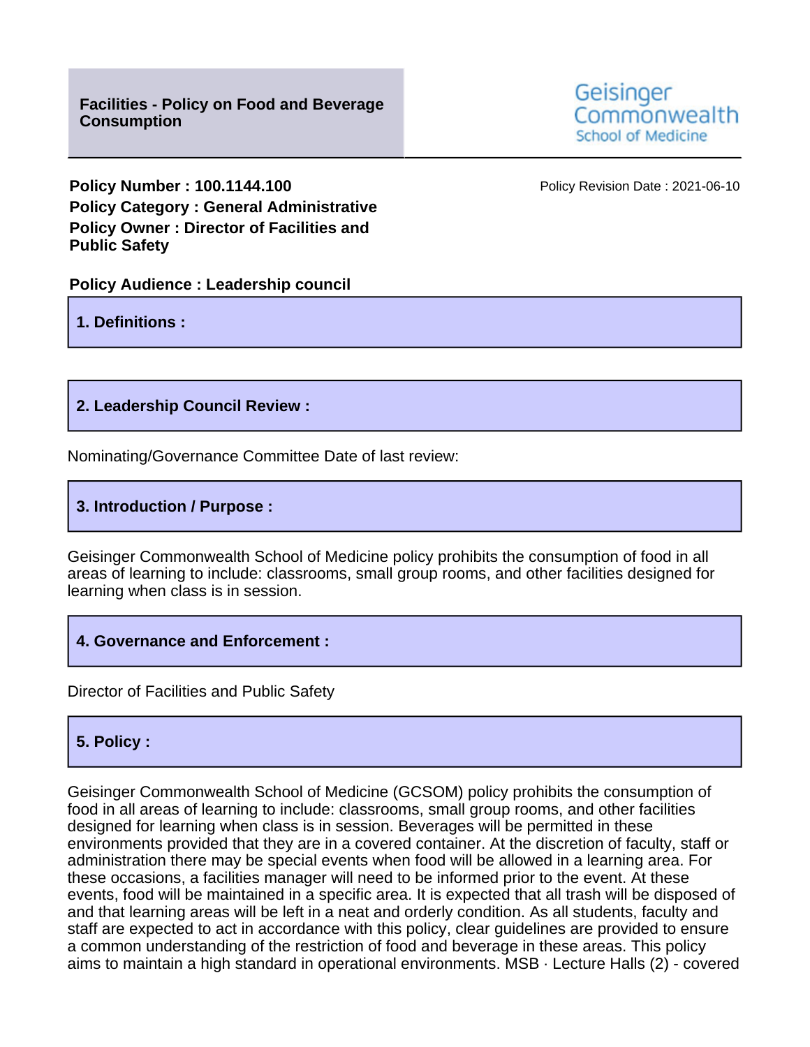# Facilities - Policy on Food and Beverage Consumption

Geisinger Commonwealth School of Medicine

**Policy Number : 100.1144.100**
**Policy Category : General Administrative**
**Policy Owner : Director of Facilities and Public Safety**

Policy Revision Date : 2021-06-10

**Policy Audience : Leadership council**

## 1. Definitions :

## 2. Leadership Council Review :

Nominating/Governance Committee Date of last review:

## 3. Introduction / Purpose :

Geisinger Commonwealth School of Medicine policy prohibits the consumption of food in all areas of learning to include: classrooms, small group rooms, and other facilities designed for learning when class is in session.

## 4. Governance and Enforcement :

Director of Facilities and Public Safety

## 5. Policy :

Geisinger Commonwealth School of Medicine (GCSOM) policy prohibits the consumption of food in all areas of learning to include: classrooms, small group rooms, and other facilities designed for learning when class is in session. Beverages will be permitted in these environments provided that they are in a covered container. At the discretion of faculty, staff or administration there may be special events when food will be allowed in a learning area. For these occasions, a facilities manager will need to be informed prior to the event. At these events, food will be maintained in a specific area. It is expected that all trash will be disposed of and that learning areas will be left in a neat and orderly condition. As all students, faculty and staff are expected to act in accordance with this policy, clear guidelines are provided to ensure a common understanding of the restriction of food and beverage in these areas. This policy aims to maintain a high standard in operational environments. MSB · Lecture Halls (2) - covered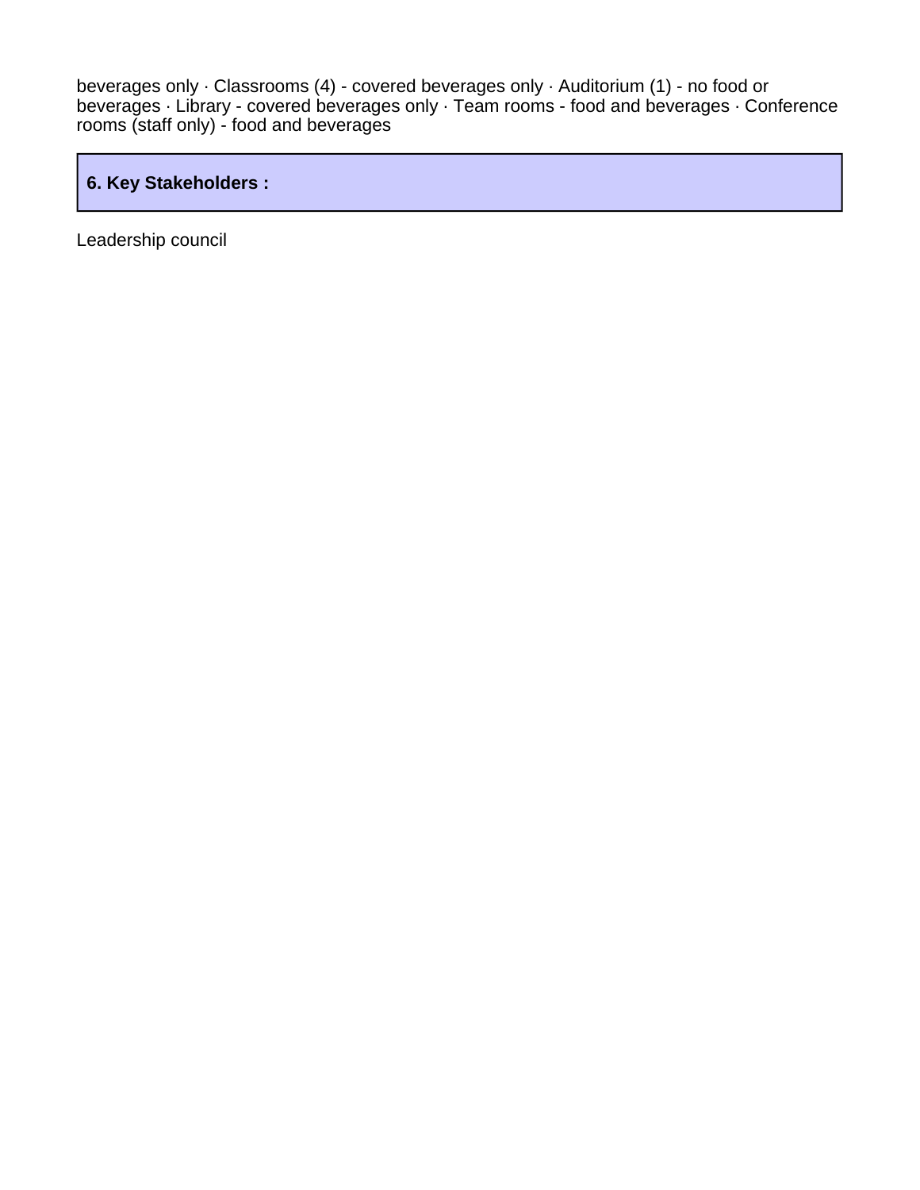beverages only · Classrooms (4) - covered beverages only · Auditorium (1) - no food or beverages · Library - covered beverages only · Team rooms - food and beverages · Conference rooms (staff only) - food and beverages

## 6. Key Stakeholders :

Leadership council